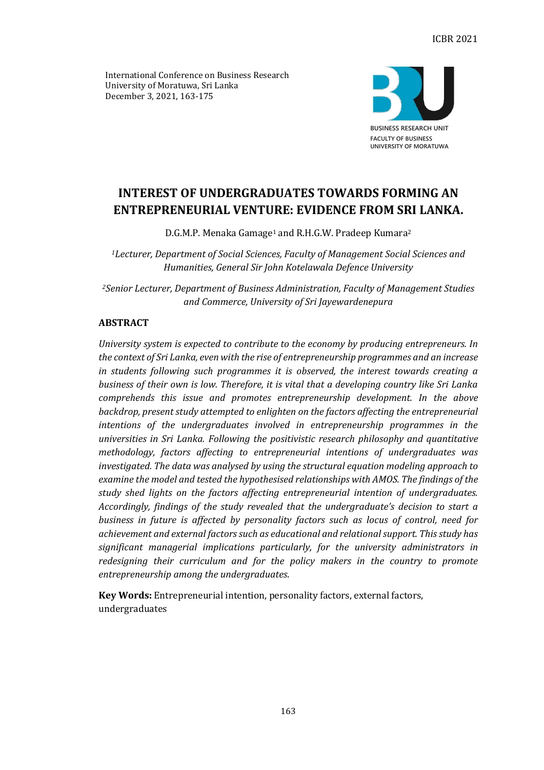International Conference on Business Research
University of Moratuwa, Sri Lanka
December 3, 2021, 163-175

# INTEREST OF UNDERGRADUATES TOWARDS FORMING AN ENTREPRENEURIAL VENTURE: EVIDENCE FROM SRI LANKA.

D.G.M.P. Menaka Gamage[1] and R.H.G.W. Pradeep Kumara[2]

*[1]Lecturer, Department of Social Sciences, Faculty of Management Social Sciences and Humanities, General Sir John Kotelawala Defence University*

*[2]Senior Lecturer, Department of Business Administration, Faculty of Management Studies and Commerce, University of Sri Jayewardenepura*

## ABSTRACT

*University system is expected to contribute to the economy by producing entrepreneurs. In the context of Sri Lanka, even with the rise of entrepreneurship programmes and an increase in students following such programmes it is observed, the interest towards creating a business of their own is low. Therefore, it is vital that a developing country like Sri Lanka comprehends this issue and promotes entrepreneurship development. In the above backdrop, present study attempted to enlighten on the factors affecting the entrepreneurial intentions of the undergraduates involved in entrepreneurship programmes in the universities in Sri Lanka. Following the positivistic research philosophy and quantitative methodology, factors affecting to entrepreneurial intentions of undergraduates was investigated. The data was analysed by using the structural equation modeling approach to examine the model and tested the hypothesised relationships with AMOS. The findings of the study shed lights on the factors affecting entrepreneurial intention of undergraduates. Accordingly, findings of the study revealed that the undergraduate's decision to start a business in future is affected by personality factors such as locus of control, need for achievement and external factors such as educational and relational support. This study has significant managerial implications particularly, for the university administrators in redesigning their curriculum and for the policy makers in the country to promote entrepreneurship among the undergraduates.*

**Key Words:** Entrepreneurial intention, personality factors, external factors, undergraduates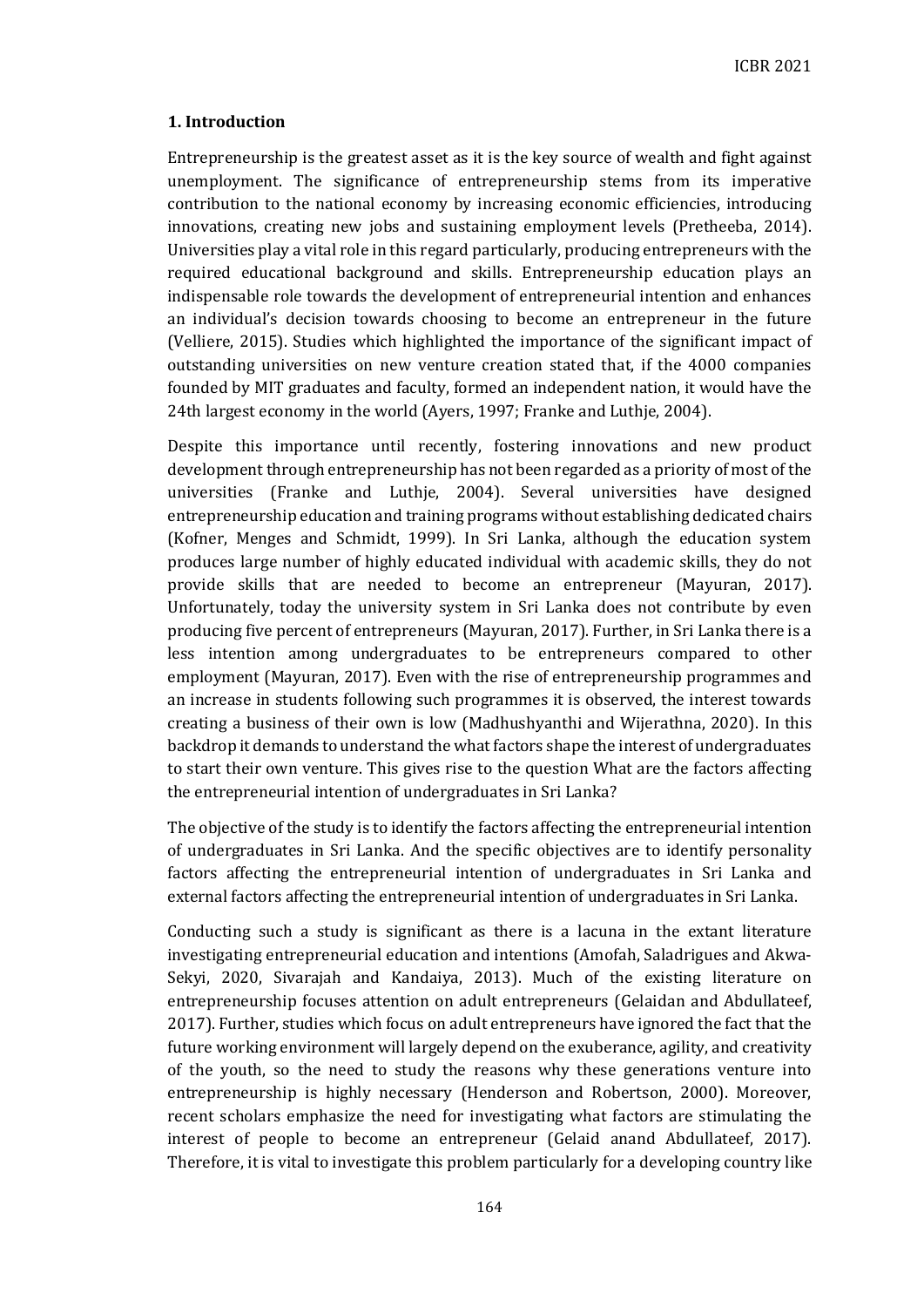## 1. Introduction

Entrepreneurship is the greatest asset as it is the key source of wealth and fight against unemployment. The significance of entrepreneurship stems from its imperative contribution to the national economy by increasing economic efficiencies, introducing innovations, creating new jobs and sustaining employment levels (Pretheeba, 2014). Universities play a vital role in this regard particularly, producing entrepreneurs with the required educational background and skills. Entrepreneurship education plays an indispensable role towards the development of entrepreneurial intention and enhances an individual's decision towards choosing to become an entrepreneur in the future (Velliere, 2015). Studies which highlighted the importance of the significant impact of outstanding universities on new venture creation stated that, if the 4000 companies founded by MIT graduates and faculty, formed an independent nation, it would have the 24th largest economy in the world (Ayers, 1997; Franke and Luthje, 2004).

Despite this importance until recently, fostering innovations and new product development through entrepreneurship has not been regarded as a priority of most of the universities (Franke and Luthje, 2004). Several universities have designed entrepreneurship education and training programs without establishing dedicated chairs (Kofner, Menges and Schmidt, 1999). In Sri Lanka, although the education system produces large number of highly educated individual with academic skills, they do not provide skills that are needed to become an entrepreneur (Mayuran, 2017). Unfortunately, today the university system in Sri Lanka does not contribute by even producing five percent of entrepreneurs (Mayuran, 2017). Further, in Sri Lanka there is a less intention among undergraduates to be entrepreneurs compared to other employment (Mayuran, 2017). Even with the rise of entrepreneurship programmes and an increase in students following such programmes it is observed, the interest towards creating a business of their own is low (Madhushyanthi and Wijerathna, 2020). In this backdrop it demands to understand the what factors shape the interest of undergraduates to start their own venture. This gives rise to the question What are the factors affecting the entrepreneurial intention of undergraduates in Sri Lanka?

The objective of the study is to identify the factors affecting the entrepreneurial intention of undergraduates in Sri Lanka. And the specific objectives are to identify personality factors affecting the entrepreneurial intention of undergraduates in Sri Lanka and external factors affecting the entrepreneurial intention of undergraduates in Sri Lanka.

Conducting such a study is significant as there is a lacuna in the extant literature investigating entrepreneurial education and intentions (Amofah, Saladrigues and Akwa-Sekyi, 2020, Sivarajah and Kandaiya, 2013). Much of the existing literature on entrepreneurship focuses attention on adult entrepreneurs (Gelaidan and Abdullateef, 2017). Further, studies which focus on adult entrepreneurs have ignored the fact that the future working environment will largely depend on the exuberance, agility, and creativity of the youth, so the need to study the reasons why these generations venture into entrepreneurship is highly necessary (Henderson and Robertson, 2000). Moreover, recent scholars emphasize the need for investigating what factors are stimulating the interest of people to become an entrepreneur (Gelaid anand Abdullateef, 2017). Therefore, it is vital to investigate this problem particularly for a developing country like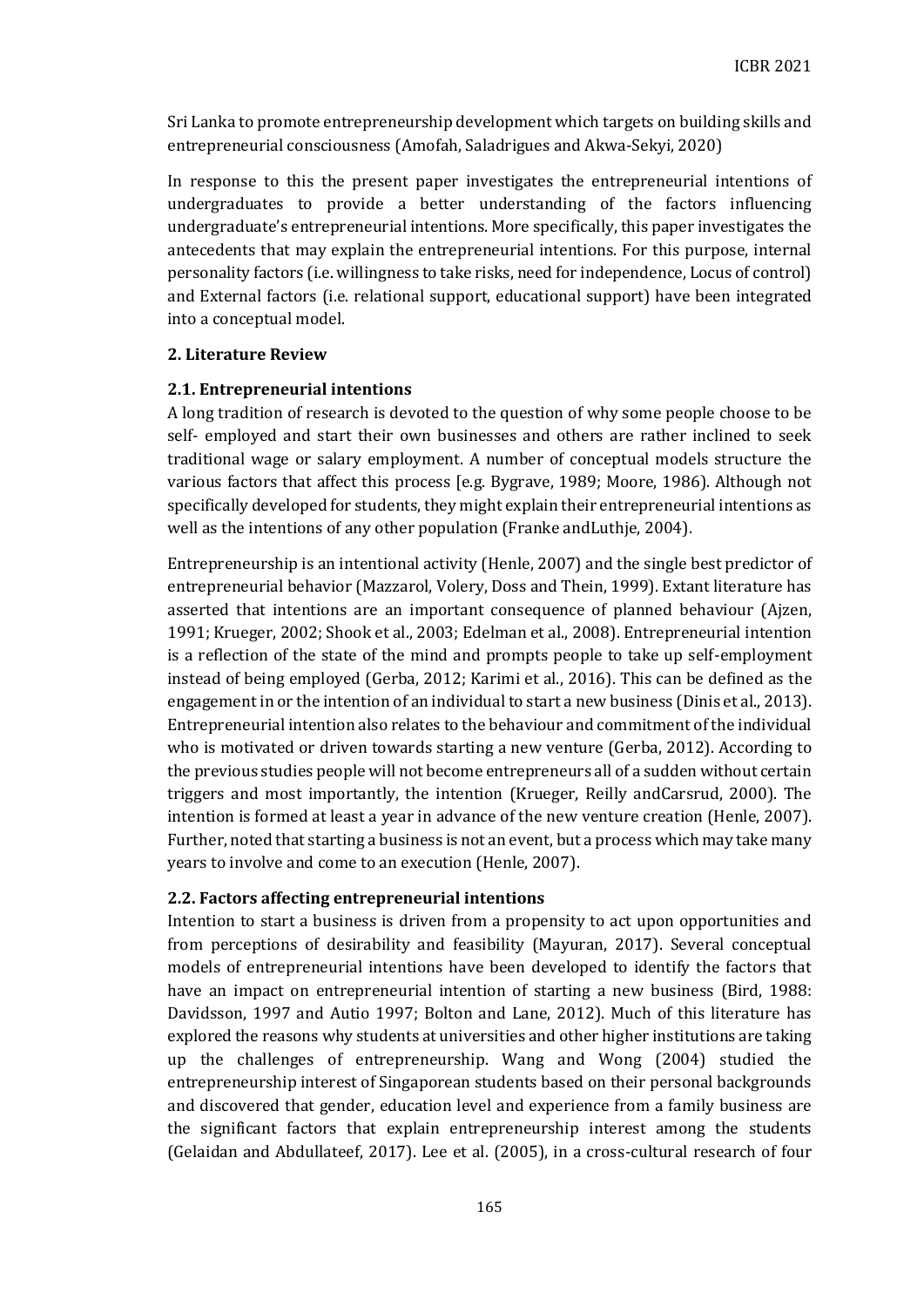Sri Lanka to promote entrepreneurship development which targets on building skills and entrepreneurial consciousness (Amofah, Saladrigues and Akwa-Sekyi, 2020)

In response to this the present paper investigates the entrepreneurial intentions of undergraduates to provide a better understanding of the factors influencing undergraduate's entrepreneurial intentions. More specifically, this paper investigates the antecedents that may explain the entrepreneurial intentions. For this purpose, internal personality factors (i.e. willingness to take risks, need for independence, Locus of control) and External factors (i.e. relational support, educational support) have been integrated into a conceptual model.

## 2. Literature Review

### 2.1. Entrepreneurial intentions

A long tradition of research is devoted to the question of why some people choose to be self- employed and start their own businesses and others are rather inclined to seek traditional wage or salary employment. A number of conceptual models structure the various factors that affect this process [e.g. Bygrave, 1989; Moore, 1986). Although not specifically developed for students, they might explain their entrepreneurial intentions as well as the intentions of any other population (Franke andLuthje, 2004).

Entrepreneurship is an intentional activity (Henle, 2007) and the single best predictor of entrepreneurial behavior (Mazzarol, Volery, Doss and Thein, 1999). Extant literature has asserted that intentions are an important consequence of planned behaviour (Ajzen, 1991; Krueger, 2002; Shook et al., 2003; Edelman et al., 2008). Entrepreneurial intention is a reflection of the state of the mind and prompts people to take up self-employment instead of being employed (Gerba, 2012; Karimi et al., 2016). This can be defined as the engagement in or the intention of an individual to start a new business (Dinis et al., 2013). Entrepreneurial intention also relates to the behaviour and commitment of the individual who is motivated or driven towards starting a new venture (Gerba, 2012). According to the previous studies people will not become entrepreneurs all of a sudden without certain triggers and most importantly, the intention (Krueger, Reilly andCarsrud, 2000). The intention is formed at least a year in advance of the new venture creation (Henle, 2007). Further, noted that starting a business is not an event, but a process which may take many years to involve and come to an execution (Henle, 2007).

### 2.2. Factors affecting entrepreneurial intentions

Intention to start a business is driven from a propensity to act upon opportunities and from perceptions of desirability and feasibility (Mayuran, 2017). Several conceptual models of entrepreneurial intentions have been developed to identify the factors that have an impact on entrepreneurial intention of starting a new business (Bird, 1988: Davidsson, 1997 and Autio 1997; Bolton and Lane, 2012). Much of this literature has explored the reasons why students at universities and other higher institutions are taking up the challenges of entrepreneurship. Wang and Wong (2004) studied the entrepreneurship interest of Singaporean students based on their personal backgrounds and discovered that gender, education level and experience from a family business are the significant factors that explain entrepreneurship interest among the students (Gelaidan and Abdullateef, 2017). Lee et al. (2005), in a cross-cultural research of four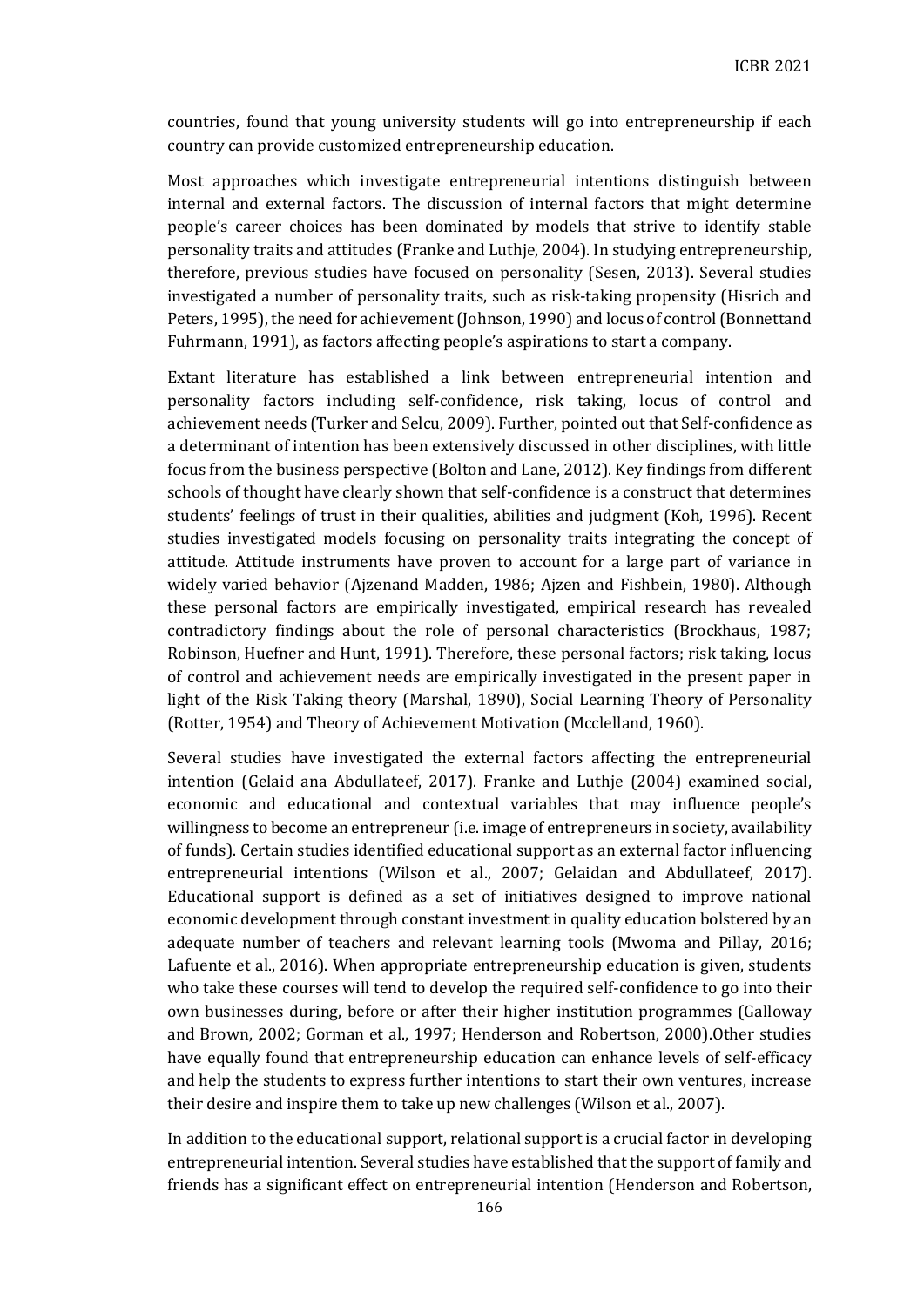countries, found that young university students will go into entrepreneurship if each country can provide customized entrepreneurship education.

Most approaches which investigate entrepreneurial intentions distinguish between internal and external factors. The discussion of internal factors that might determine people's career choices has been dominated by models that strive to identify stable personality traits and attitudes (Franke and Luthje, 2004). In studying entrepreneurship, therefore, previous studies have focused on personality (Sesen, 2013). Several studies investigated a number of personality traits, such as risk-taking propensity (Hisrich and Peters, 1995), the need for achievement (Johnson, 1990) and locus of control (Bonnettand Fuhrmann, 1991), as factors affecting people's aspirations to start a company.

Extant literature has established a link between entrepreneurial intention and personality factors including self-confidence, risk taking, locus of control and achievement needs (Turker and Selcu, 2009). Further, pointed out that Self-confidence as a determinant of intention has been extensively discussed in other disciplines, with little focus from the business perspective (Bolton and Lane, 2012). Key findings from different schools of thought have clearly shown that self-confidence is a construct that determines students' feelings of trust in their qualities, abilities and judgment (Koh, 1996). Recent studies investigated models focusing on personality traits integrating the concept of attitude. Attitude instruments have proven to account for a large part of variance in widely varied behavior (Ajzenand Madden, 1986; Ajzen and Fishbein, 1980). Although these personal factors are empirically investigated, empirical research has revealed contradictory findings about the role of personal characteristics (Brockhaus, 1987; Robinson, Huefner and Hunt, 1991). Therefore, these personal factors; risk taking, locus of control and achievement needs are empirically investigated in the present paper in light of the Risk Taking theory (Marshal, 1890), Social Learning Theory of Personality (Rotter, 1954) and Theory of Achievement Motivation (Mcclelland, 1960).

Several studies have investigated the external factors affecting the entrepreneurial intention (Gelaid ana Abdullateef, 2017). Franke and Luthje (2004) examined social, economic and educational and contextual variables that may influence people's willingness to become an entrepreneur (i.e. image of entrepreneurs in society, availability of funds). Certain studies identified educational support as an external factor influencing entrepreneurial intentions (Wilson et al., 2007; Gelaidan and Abdullateef, 2017). Educational support is defined as a set of initiatives designed to improve national economic development through constant investment in quality education bolstered by an adequate number of teachers and relevant learning tools (Mwoma and Pillay, 2016; Lafuente et al., 2016). When appropriate entrepreneurship education is given, students who take these courses will tend to develop the required self-confidence to go into their own businesses during, before or after their higher institution programmes (Galloway and Brown, 2002; Gorman et al., 1997; Henderson and Robertson, 2000).Other studies have equally found that entrepreneurship education can enhance levels of self-efficacy and help the students to express further intentions to start their own ventures, increase their desire and inspire them to take up new challenges (Wilson et al., 2007).

In addition to the educational support, relational support is a crucial factor in developing entrepreneurial intention. Several studies have established that the support of family and friends has a significant effect on entrepreneurial intention (Henderson and Robertson,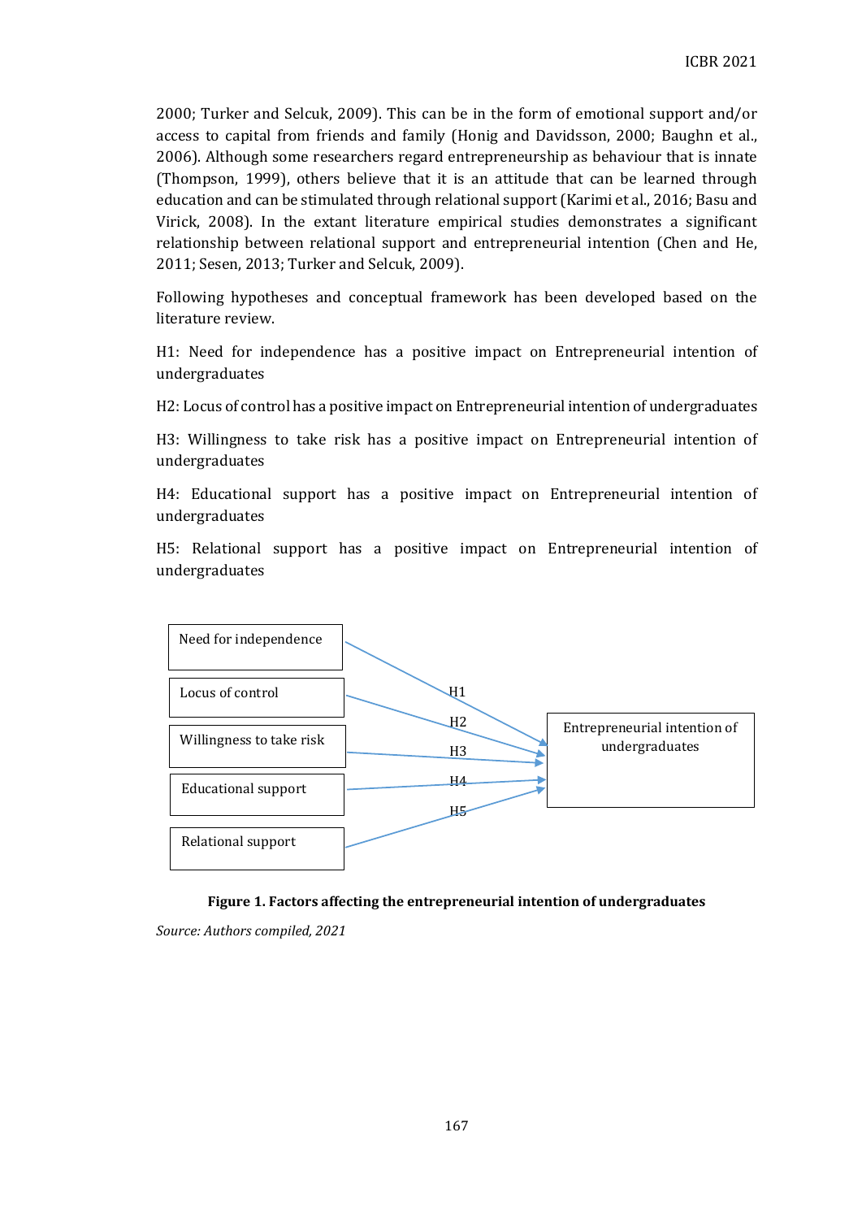2000; Turker and Selcuk, 2009). This can be in the form of emotional support and/or access to capital from friends and family (Honig and Davidsson, 2000; Baughn et al., 2006). Although some researchers regard entrepreneurship as behaviour that is innate (Thompson, 1999), others believe that it is an attitude that can be learned through education and can be stimulated through relational support (Karimi et al., 2016; Basu and Virick, 2008). In the extant literature empirical studies demonstrates a significant relationship between relational support and entrepreneurial intention (Chen and He, 2011; Sesen, 2013; Turker and Selcuk, 2009).

Following hypotheses and conceptual framework has been developed based on the literature review.

H1: Need for independence has a positive impact on Entrepreneurial intention of undergraduates

H2: Locus of control has a positive impact on Entrepreneurial intention of undergraduates

H3: Willingness to take risk has a positive impact on Entrepreneurial intention of undergraduates

H4: Educational support has a positive impact on Entrepreneurial intention of undergraduates

H5: Relational support has a positive impact on Entrepreneurial intention of undergraduates

Need for independence → (H1) → Entrepreneurial intention of undergraduates

Locus of control → (H2) → Entrepreneurial intention of undergraduates

Willingness to take risk → (H3) → Entrepreneurial intention of undergraduates

Educational support → (H4) → Entrepreneurial intention of undergraduates

Relational support → (H5) → Entrepreneurial intention of undergraduates

**Figure 1. Factors affecting the entrepreneurial intention of undergraduates**

*Source: Authors compiled, 2021*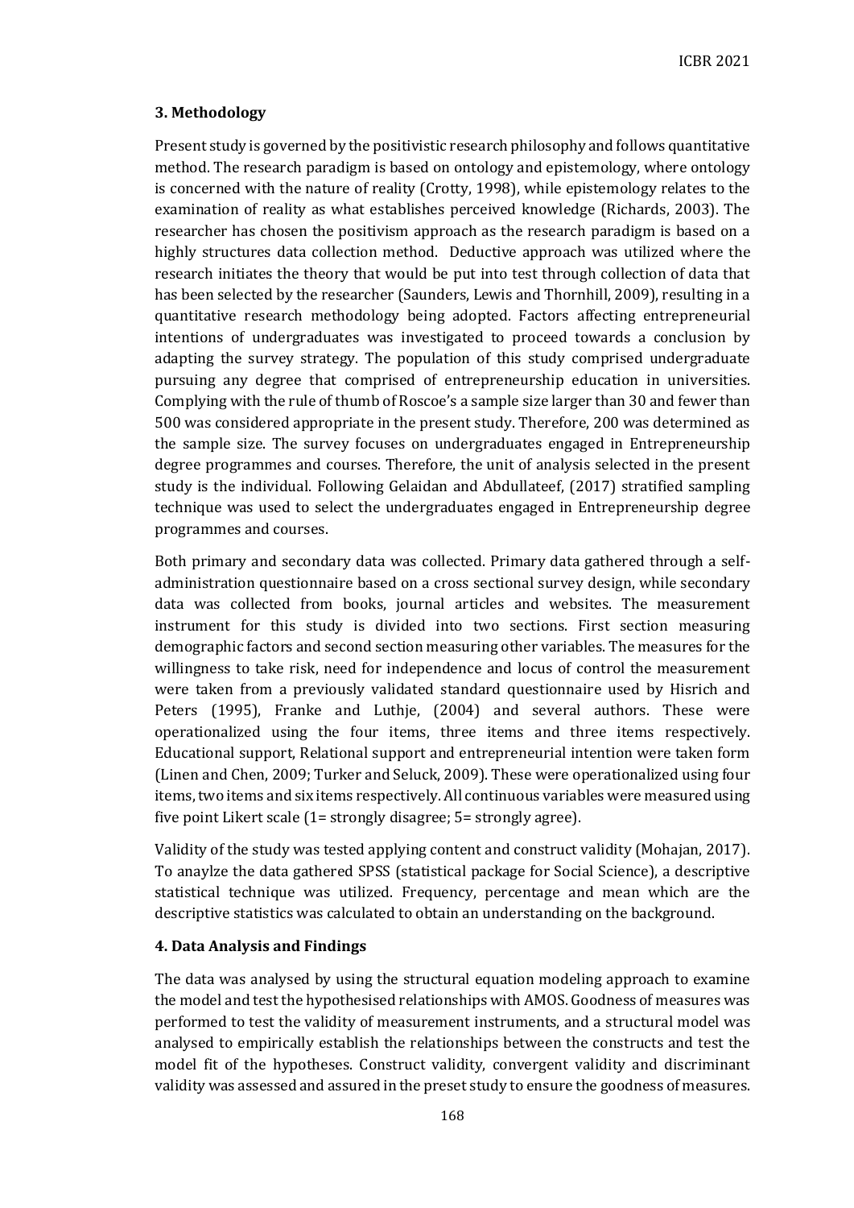## 3. Methodology

Present study is governed by the positivistic research philosophy and follows quantitative method. The research paradigm is based on ontology and epistemology, where ontology is concerned with the nature of reality (Crotty, 1998), while epistemology relates to the examination of reality as what establishes perceived knowledge (Richards, 2003). The researcher has chosen the positivism approach as the research paradigm is based on a highly structures data collection method. Deductive approach was utilized where the research initiates the theory that would be put into test through collection of data that has been selected by the researcher (Saunders, Lewis and Thornhill, 2009), resulting in a quantitative research methodology being adopted. Factors affecting entrepreneurial intentions of undergraduates was investigated to proceed towards a conclusion by adapting the survey strategy. The population of this study comprised undergraduate pursuing any degree that comprised of entrepreneurship education in universities. Complying with the rule of thumb of Roscoe's a sample size larger than 30 and fewer than 500 was considered appropriate in the present study. Therefore, 200 was determined as the sample size. The survey focuses on undergraduates engaged in Entrepreneurship degree programmes and courses. Therefore, the unit of analysis selected in the present study is the individual. Following Gelaidan and Abdullateef, (2017) stratified sampling technique was used to select the undergraduates engaged in Entrepreneurship degree programmes and courses.

Both primary and secondary data was collected. Primary data gathered through a self-administration questionnaire based on a cross sectional survey design, while secondary data was collected from books, journal articles and websites. The measurement instrument for this study is divided into two sections. First section measuring demographic factors and second section measuring other variables. The measures for the willingness to take risk, need for independence and locus of control the measurement were taken from a previously validated standard questionnaire used by Hisrich and Peters (1995), Franke and Luthje, (2004) and several authors. These were operationalized using the four items, three items and three items respectively. Educational support, Relational support and entrepreneurial intention were taken form (Linen and Chen, 2009; Turker and Seluck, 2009). These were operationalized using four items, two items and six items respectively. All continuous variables were measured using five point Likert scale (1= strongly disagree; 5= strongly agree).

Validity of the study was tested applying content and construct validity (Mohajan, 2017). To anaylze the data gathered SPSS (statistical package for Social Science), a descriptive statistical technique was utilized. Frequency, percentage and mean which are the descriptive statistics was calculated to obtain an understanding on the background.

## 4. Data Analysis and Findings

The data was analysed by using the structural equation modeling approach to examine the model and test the hypothesised relationships with AMOS. Goodness of measures was performed to test the validity of measurement instruments, and a structural model was analysed to empirically establish the relationships between the constructs and test the model fit of the hypotheses. Construct validity, convergent validity and discriminant validity was assessed and assured in the preset study to ensure the goodness of measures.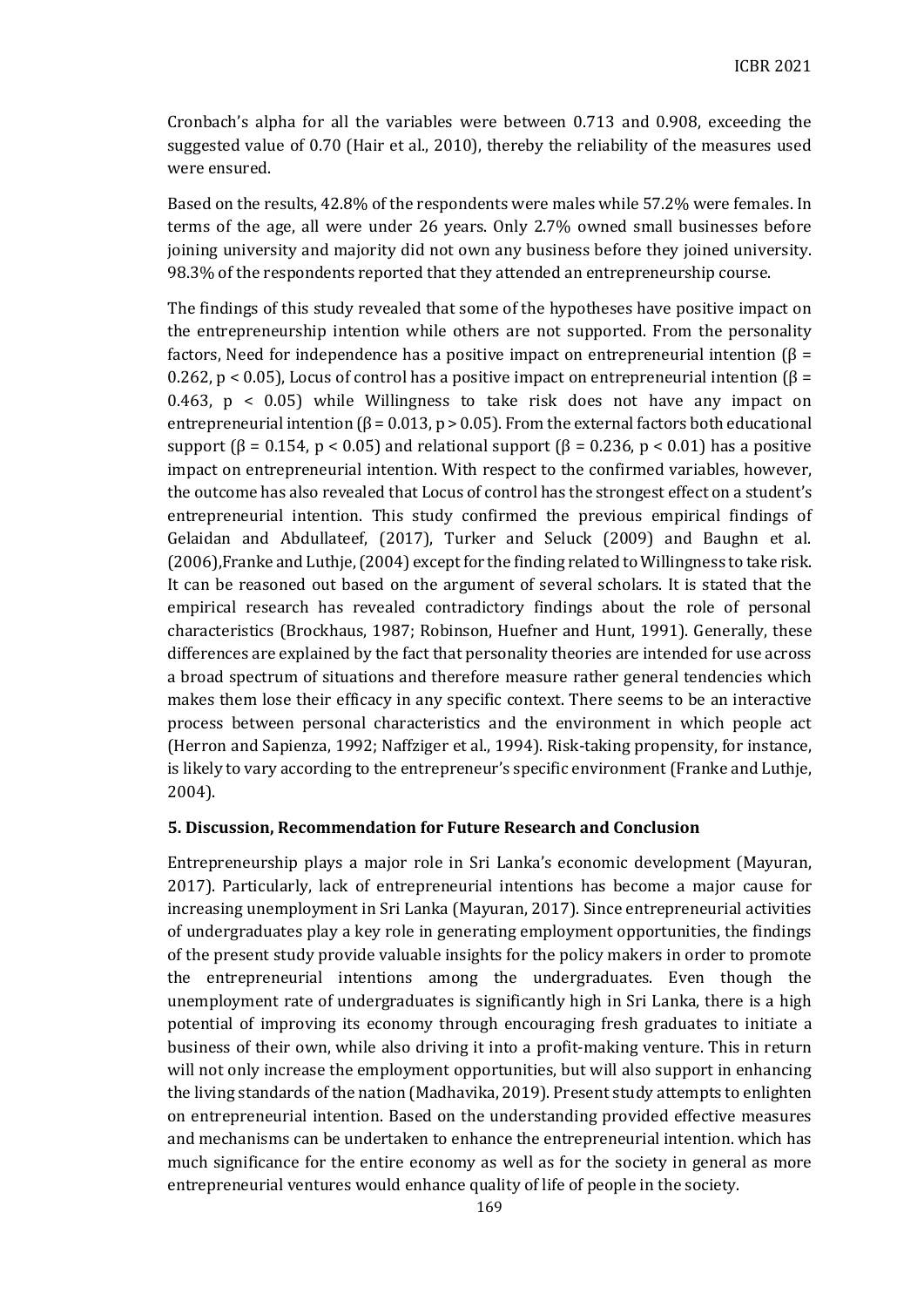Cronbach's alpha for all the variables were between 0.713 and 0.908, exceeding the suggested value of 0.70 (Hair et al., 2010), thereby the reliability of the measures used were ensured.

Based on the results, 42.8% of the respondents were males while 57.2% were females. In terms of the age, all were under 26 years. Only 2.7% owned small businesses before joining university and majority did not own any business before they joined university. 98.3% of the respondents reported that they attended an entrepreneurship course.

The findings of this study revealed that some of the hypotheses have positive impact on the entrepreneurship intention while others are not supported. From the personality factors, Need for independence has a positive impact on entrepreneurial intention ($\beta = 0.262$, $p < 0.05$), Locus of control has a positive impact on entrepreneurial intention ($\beta = 0.463$, $p < 0.05$) while Willingness to take risk does not have any impact on entrepreneurial intention ($\beta = 0.013$, $p > 0.05$). From the external factors both educational support ($\beta = 0.154$, $p < 0.05$) and relational support ($\beta = 0.236$, $p < 0.01$) has a positive impact on entrepreneurial intention. With respect to the confirmed variables, however, the outcome has also revealed that Locus of control has the strongest effect on a student's entrepreneurial intention. This study confirmed the previous empirical findings of Gelaidan and Abdullateef, (2017), Turker and Seluck (2009) and Baughn et al. (2006),Franke and Luthje, (2004) except for the finding related to Willingness to take risk. It can be reasoned out based on the argument of several scholars. It is stated that the empirical research has revealed contradictory findings about the role of personal characteristics (Brockhaus, 1987; Robinson, Huefner and Hunt, 1991). Generally, these differences are explained by the fact that personality theories are intended for use across a broad spectrum of situations and therefore measure rather general tendencies which makes them lose their efficacy in any specific context. There seems to be an interactive process between personal characteristics and the environment in which people act (Herron and Sapienza, 1992; Naffziger et al., 1994). Risk-taking propensity, for instance, is likely to vary according to the entrepreneur's specific environment (Franke and Luthje, 2004).

## 5. Discussion, Recommendation for Future Research and Conclusion

Entrepreneurship plays a major role in Sri Lanka's economic development (Mayuran, 2017). Particularly, lack of entrepreneurial intentions has become a major cause for increasing unemployment in Sri Lanka (Mayuran, 2017). Since entrepreneurial activities of undergraduates play a key role in generating employment opportunities, the findings of the present study provide valuable insights for the policy makers in order to promote the entrepreneurial intentions among the undergraduates. Even though the unemployment rate of undergraduates is significantly high in Sri Lanka, there is a high potential of improving its economy through encouraging fresh graduates to initiate a business of their own, while also driving it into a profit-making venture. This in return will not only increase the employment opportunities, but will also support in enhancing the living standards of the nation (Madhavika, 2019). Present study attempts to enlighten on entrepreneurial intention. Based on the understanding provided effective measures and mechanisms can be undertaken to enhance the entrepreneurial intention. which has much significance for the entire economy as well as for the society in general as more entrepreneurial ventures would enhance quality of life of people in the society.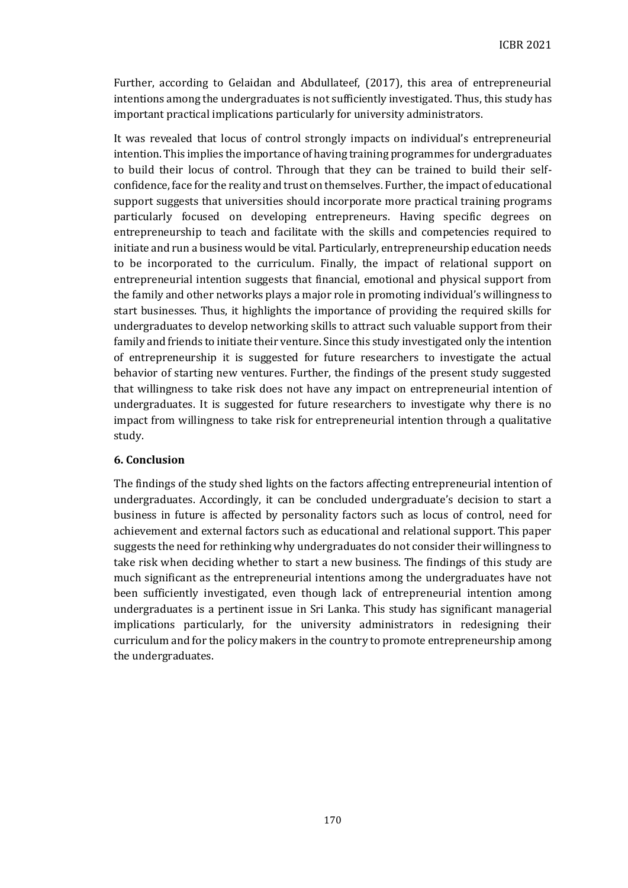Further, according to Gelaidan and Abdullateef, (2017), this area of entrepreneurial intentions among the undergraduates is not sufficiently investigated. Thus, this study has important practical implications particularly for university administrators.

It was revealed that locus of control strongly impacts on individual's entrepreneurial intention. This implies the importance of having training programmes for undergraduates to build their locus of control. Through that they can be trained to build their self-confidence, face for the reality and trust on themselves. Further, the impact of educational support suggests that universities should incorporate more practical training programs particularly focused on developing entrepreneurs. Having specific degrees on entrepreneurship to teach and facilitate with the skills and competencies required to initiate and run a business would be vital. Particularly, entrepreneurship education needs to be incorporated to the curriculum. Finally, the impact of relational support on entrepreneurial intention suggests that financial, emotional and physical support from the family and other networks plays a major role in promoting individual's willingness to start businesses. Thus, it highlights the importance of providing the required skills for undergraduates to develop networking skills to attract such valuable support from their family and friends to initiate their venture. Since this study investigated only the intention of entrepreneurship it is suggested for future researchers to investigate the actual behavior of starting new ventures. Further, the findings of the present study suggested that willingness to take risk does not have any impact on entrepreneurial intention of undergraduates. It is suggested for future researchers to investigate why there is no impact from willingness to take risk for entrepreneurial intention through a qualitative study.

### 6. Conclusion

The findings of the study shed lights on the factors affecting entrepreneurial intention of undergraduates. Accordingly, it can be concluded undergraduate's decision to start a business in future is affected by personality factors such as locus of control, need for achievement and external factors such as educational and relational support. This paper suggests the need for rethinking why undergraduates do not consider their willingness to take risk when deciding whether to start a new business. The findings of this study are much significant as the entrepreneurial intentions among the undergraduates have not been sufficiently investigated, even though lack of entrepreneurial intention among undergraduates is a pertinent issue in Sri Lanka. This study has significant managerial implications particularly, for the university administrators in redesigning their curriculum and for the policy makers in the country to promote entrepreneurship among the undergraduates.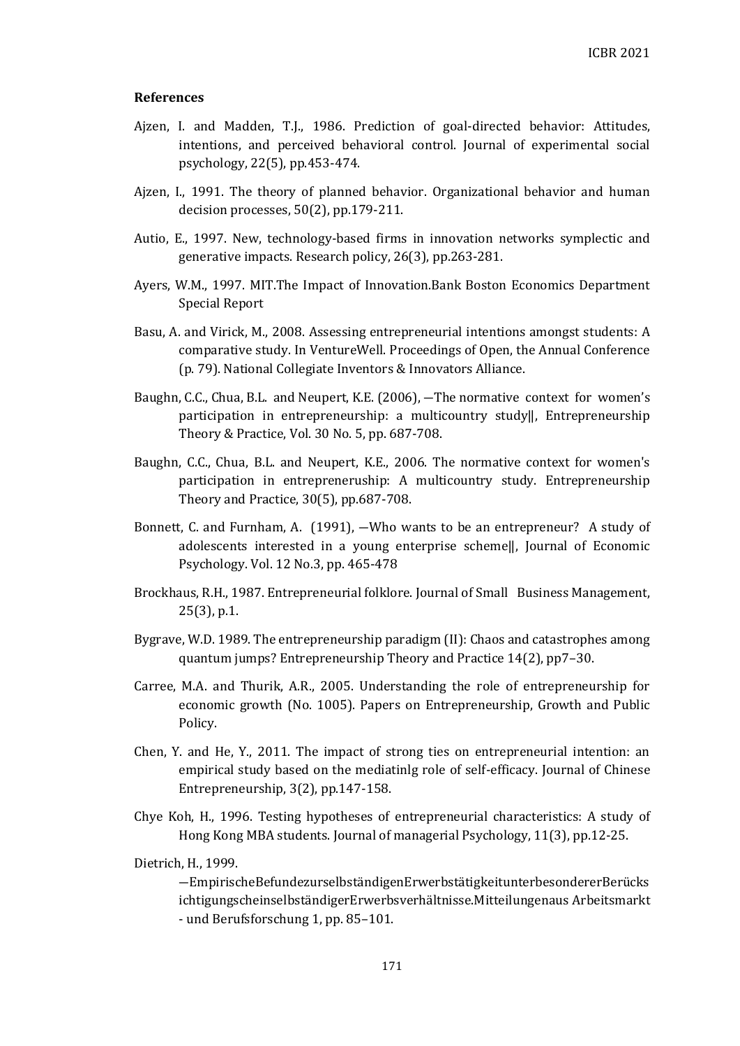**References**

Ajzen, I. and Madden, T.J., 1986. Prediction of goal-directed behavior: Attitudes, intentions, and perceived behavioral control. Journal of experimental social psychology, 22(5), pp.453-474.

Ajzen, I., 1991. The theory of planned behavior. Organizational behavior and human decision processes, 50(2), pp.179-211.

Autio, E., 1997. New, technology-based firms in innovation networks symplectic and generative impacts. Research policy, 26(3), pp.263-281.

Ayers, W.M., 1997. MIT.The Impact of Innovation.Bank Boston Economics Department Special Report

Basu, A. and Virick, M., 2008. Assessing entrepreneurial intentions amongst students: A comparative study. In VentureWell. Proceedings of Open, the Annual Conference (p. 79). National Collegiate Inventors & Innovators Alliance.

Baughn, C.C., Chua, B.L. and Neupert, K.E. (2006), ―The normative context for women's participation in entrepreneurship: a multicountry study‖, Entrepreneurship Theory & Practice, Vol. 30 No. 5, pp. 687-708.

Baughn, C.C., Chua, B.L. and Neupert, K.E., 2006. The normative context for women's participation in entrepreneruship: A multicountry study. Entrepreneurship Theory and Practice, 30(5), pp.687-708.

Bonnett, C. and Furnham, A. (1991), ―Who wants to be an entrepreneur? A study of adolescents interested in a young enterprise scheme‖, Journal of Economic Psychology. Vol. 12 No.3, pp. 465-478

Brockhaus, R.H., 1987. Entrepreneurial folklore. Journal of Small Business Management, 25(3), p.1.

Bygrave, W.D. 1989. The entrepreneurship paradigm (II): Chaos and catastrophes among quantum jumps? Entrepreneurship Theory and Practice 14(2), pp7–30.

Carree, M.A. and Thurik, A.R., 2005. Understanding the role of entrepreneurship for economic growth (No. 1005). Papers on Entrepreneurship, Growth and Public Policy.

Chen, Y. and He, Y., 2011. The impact of strong ties on entrepreneurial intention: an empirical study based on the mediatinlg role of self-efficacy. Journal of Chinese Entrepreneurship, 3(2), pp.147-158.

Chye Koh, H., 1996. Testing hypotheses of entrepreneurial characteristics: A study of Hong Kong MBA students. Journal of managerial Psychology, 11(3), pp.12-25.

Dietrich, H., 1999. ―EmpirischeBefundezurselbständigenErwerbstätigkeitunterbesondererBerücksichtigungscheinselbständigerErwerbsverhältnisse.Mitteilungenaus Arbeitsmarkt - und Berufsforschung 1, pp. 85–101.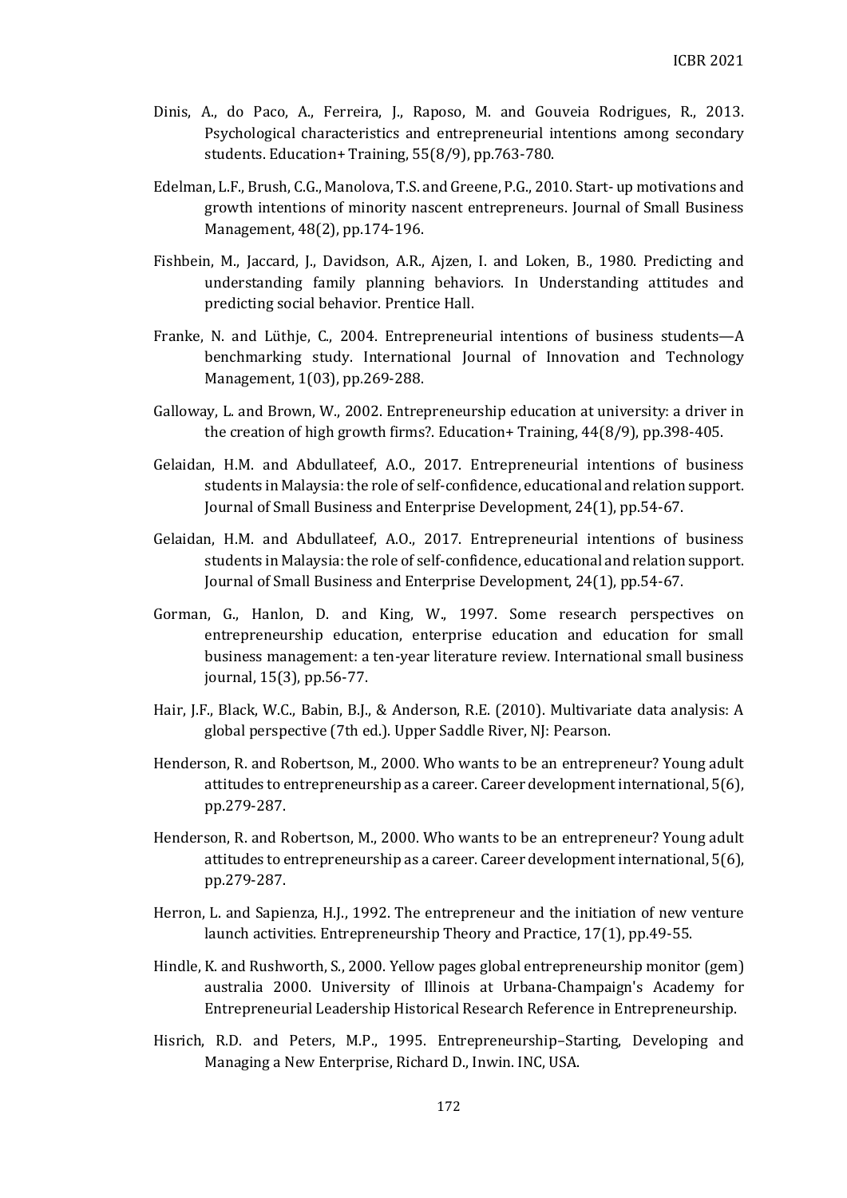Dinis, A., do Paco, A., Ferreira, J., Raposo, M. and Gouveia Rodrigues, R., 2013. Psychological characteristics and entrepreneurial intentions among secondary students. Education+ Training, 55(8/9), pp.763-780.

Edelman, L.F., Brush, C.G., Manolova, T.S. and Greene, P.G., 2010. Start- up motivations and growth intentions of minority nascent entrepreneurs. Journal of Small Business Management, 48(2), pp.174-196.

Fishbein, M., Jaccard, J., Davidson, A.R., Ajzen, I. and Loken, B., 1980. Predicting and understanding family planning behaviors. In Understanding attitudes and predicting social behavior. Prentice Hall.

Franke, N. and Lüthje, C., 2004. Entrepreneurial intentions of business students—A benchmarking study. International Journal of Innovation and Technology Management, 1(03), pp.269-288.

Galloway, L. and Brown, W., 2002. Entrepreneurship education at university: a driver in the creation of high growth firms?. Education+ Training, 44(8/9), pp.398-405.

Gelaidan, H.M. and Abdullateef, A.O., 2017. Entrepreneurial intentions of business students in Malaysia: the role of self-confidence, educational and relation support. Journal of Small Business and Enterprise Development, 24(1), pp.54-67.

Gelaidan, H.M. and Abdullateef, A.O., 2017. Entrepreneurial intentions of business students in Malaysia: the role of self-confidence, educational and relation support. Journal of Small Business and Enterprise Development, 24(1), pp.54-67.

Gorman, G., Hanlon, D. and King, W., 1997. Some research perspectives on entrepreneurship education, enterprise education and education for small business management: a ten-year literature review. International small business journal, 15(3), pp.56-77.

Hair, J.F., Black, W.C., Babin, B.J., & Anderson, R.E. (2010). Multivariate data analysis: A global perspective (7th ed.). Upper Saddle River, NJ: Pearson.

Henderson, R. and Robertson, M., 2000. Who wants to be an entrepreneur? Young adult attitudes to entrepreneurship as a career. Career development international, 5(6), pp.279-287.

Henderson, R. and Robertson, M., 2000. Who wants to be an entrepreneur? Young adult attitudes to entrepreneurship as a career. Career development international, 5(6), pp.279-287.

Herron, L. and Sapienza, H.J., 1992. The entrepreneur and the initiation of new venture launch activities. Entrepreneurship Theory and Practice, 17(1), pp.49-55.

Hindle, K. and Rushworth, S., 2000. Yellow pages global entrepreneurship monitor (gem) australia 2000. University of Illinois at Urbana-Champaign's Academy for Entrepreneurial Leadership Historical Research Reference in Entrepreneurship.

Hisrich, R.D. and Peters, M.P., 1995. Entrepreneurship–Starting, Developing and Managing a New Enterprise, Richard D., Inwin. INC, USA.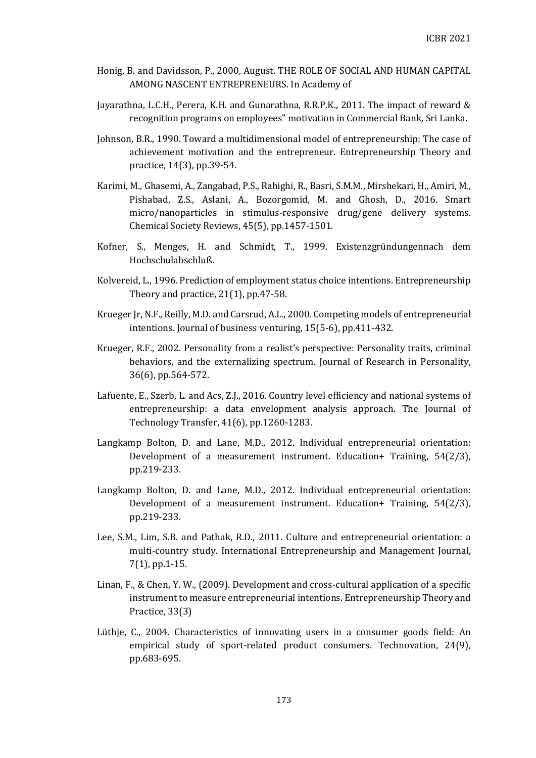Honig, B. and Davidsson, P., 2000, August. THE ROLE OF SOCIAL AND HUMAN CAPITAL AMONG NASCENT ENTREPRENEURS. In Academy of

Jayarathna, L.C.H., Perera, K.H. and Gunarathna, R.R.P.K., 2011. The impact of reward & recognition programs on employees‟ motivation in Commercial Bank, Sri Lanka.

Johnson, B.R., 1990. Toward a multidimensional model of entrepreneurship: The case of achievement motivation and the entrepreneur. Entrepreneurship Theory and practice, 14(3), pp.39-54.

Karimi, M., Ghasemi, A., Zangabad, P.S., Rahighi, R., Basri, S.M.M., Mirshekari, H., Amiri, M., Pishabad, Z.S., Aslani, A., Bozorgomid, M. and Ghosh, D., 2016. Smart micro/nanoparticles in stimulus-responsive drug/gene delivery systems. Chemical Society Reviews, 45(5), pp.1457-1501.

Kofner, S., Menges, H. and Schmidt, T., 1999. Existenzgründungennach dem Hochschulabschluß.

Kolvereid, L., 1996. Prediction of employment status choice intentions. Entrepreneurship Theory and practice, 21(1), pp.47-58.

Krueger Jr, N.F., Reilly, M.D. and Carsrud, A.L., 2000. Competing models of entrepreneurial intentions. Journal of business venturing, 15(5-6), pp.411-432.

Krueger, R.F., 2002. Personality from a realist's perspective: Personality traits, criminal behaviors, and the externalizing spectrum. Journal of Research in Personality, 36(6), pp.564-572.

Lafuente, E., Szerb, L. and Acs, Z.J., 2016. Country level efficiency and national systems of entrepreneurship: a data envelopment analysis approach. The Journal of Technology Transfer, 41(6), pp.1260-1283.

Langkamp Bolton, D. and Lane, M.D., 2012. Individual entrepreneurial orientation: Development of a measurement instrument. Education+ Training, 54(2/3), pp.219-233.

Langkamp Bolton, D. and Lane, M.D., 2012. Individual entrepreneurial orientation: Development of a measurement instrument. Education+ Training, 54(2/3), pp.219-233.

Lee, S.M., Lim, S.B. and Pathak, R.D., 2011. Culture and entrepreneurial orientation: a multi-country study. International Entrepreneurship and Management Journal, 7(1), pp.1-15.

Linan, F., & Chen, Y. W., (2009). Development and cross-cultural application of a specific instrument to measure entrepreneurial intentions. Entrepreneurship Theory and Practice, 33(3)

Lüthje, C., 2004. Characteristics of innovating users in a consumer goods field: An empirical study of sport-related product consumers. Technovation, 24(9), pp.683-695.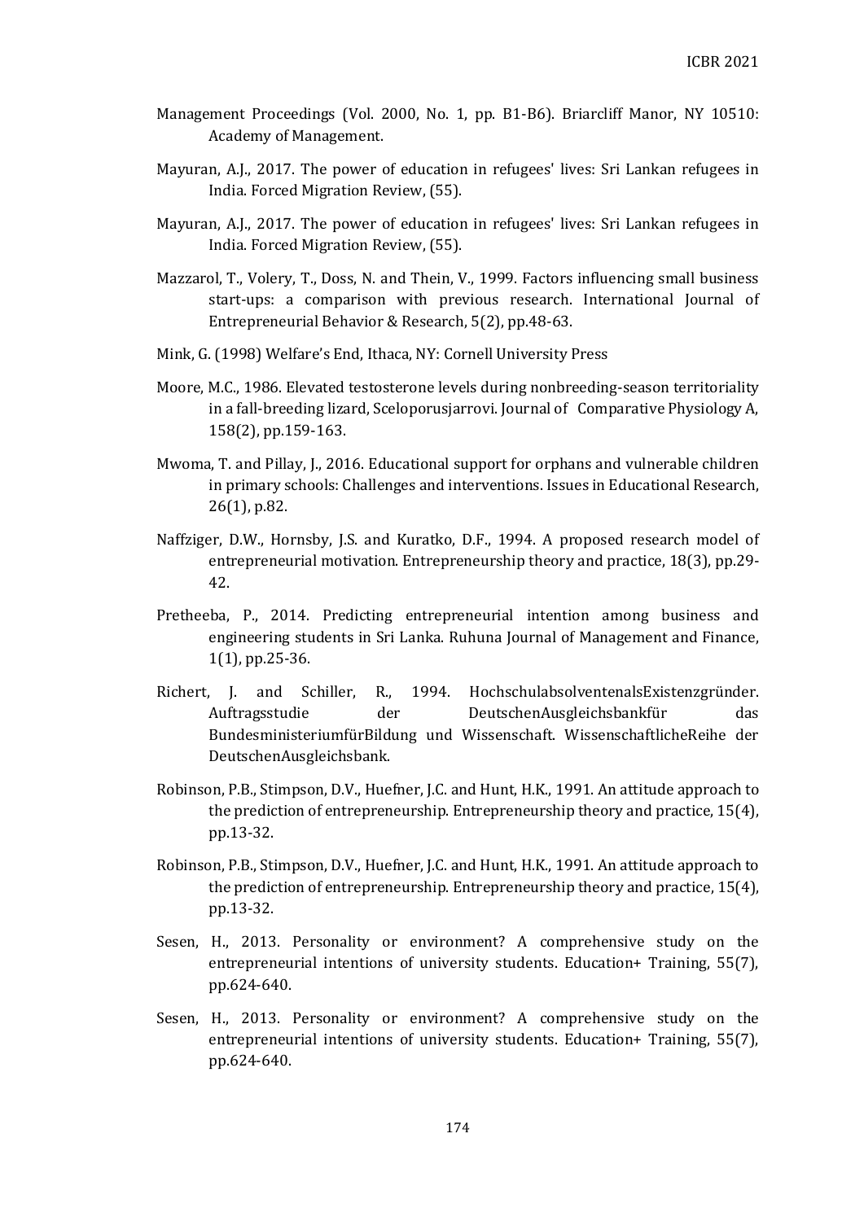Management Proceedings (Vol. 2000, No. 1, pp. B1-B6). Briarcliff Manor, NY 10510: Academy of Management.

Mayuran, A.J., 2017. The power of education in refugees' lives: Sri Lankan refugees in India. Forced Migration Review, (55).

Mayuran, A.J., 2017. The power of education in refugees' lives: Sri Lankan refugees in India. Forced Migration Review, (55).

Mazzarol, T., Volery, T., Doss, N. and Thein, V., 1999. Factors influencing small business start-ups: a comparison with previous research. International Journal of Entrepreneurial Behavior & Research, 5(2), pp.48-63.

Mink, G. (1998) Welfare's End, Ithaca, NY: Cornell University Press

Moore, M.C., 1986. Elevated testosterone levels during nonbreeding-season territoriality in a fall-breeding lizard, Sceloporusjarrovi. Journal of Comparative Physiology A, 158(2), pp.159-163.

Mwoma, T. and Pillay, J., 2016. Educational support for orphans and vulnerable children in primary schools: Challenges and interventions. Issues in Educational Research, 26(1), p.82.

Naffziger, D.W., Hornsby, J.S. and Kuratko, D.F., 1994. A proposed research model of entrepreneurial motivation. Entrepreneurship theory and practice, 18(3), pp.29-42.

Pretheeba, P., 2014. Predicting entrepreneurial intention among business and engineering students in Sri Lanka. Ruhuna Journal of Management and Finance, 1(1), pp.25-36.

Richert, J. and Schiller, R., 1994. HochschulabsolventenalsExistenzgründer. Auftragsstudie der DeutschenAusgleichsbankfür das BundesministeriumfürBildung und Wissenschaft. WissenschaftlicheReihe der DeutschenAusgleichsbank.

Robinson, P.B., Stimpson, D.V., Huefner, J.C. and Hunt, H.K., 1991. An attitude approach to the prediction of entrepreneurship. Entrepreneurship theory and practice, 15(4), pp.13-32.

Robinson, P.B., Stimpson, D.V., Huefner, J.C. and Hunt, H.K., 1991. An attitude approach to the prediction of entrepreneurship. Entrepreneurship theory and practice, 15(4), pp.13-32.

Sesen, H., 2013. Personality or environment? A comprehensive study on the entrepreneurial intentions of university students. Education+ Training, 55(7), pp.624-640.

Sesen, H., 2013. Personality or environment? A comprehensive study on the entrepreneurial intentions of university students. Education+ Training, 55(7), pp.624-640.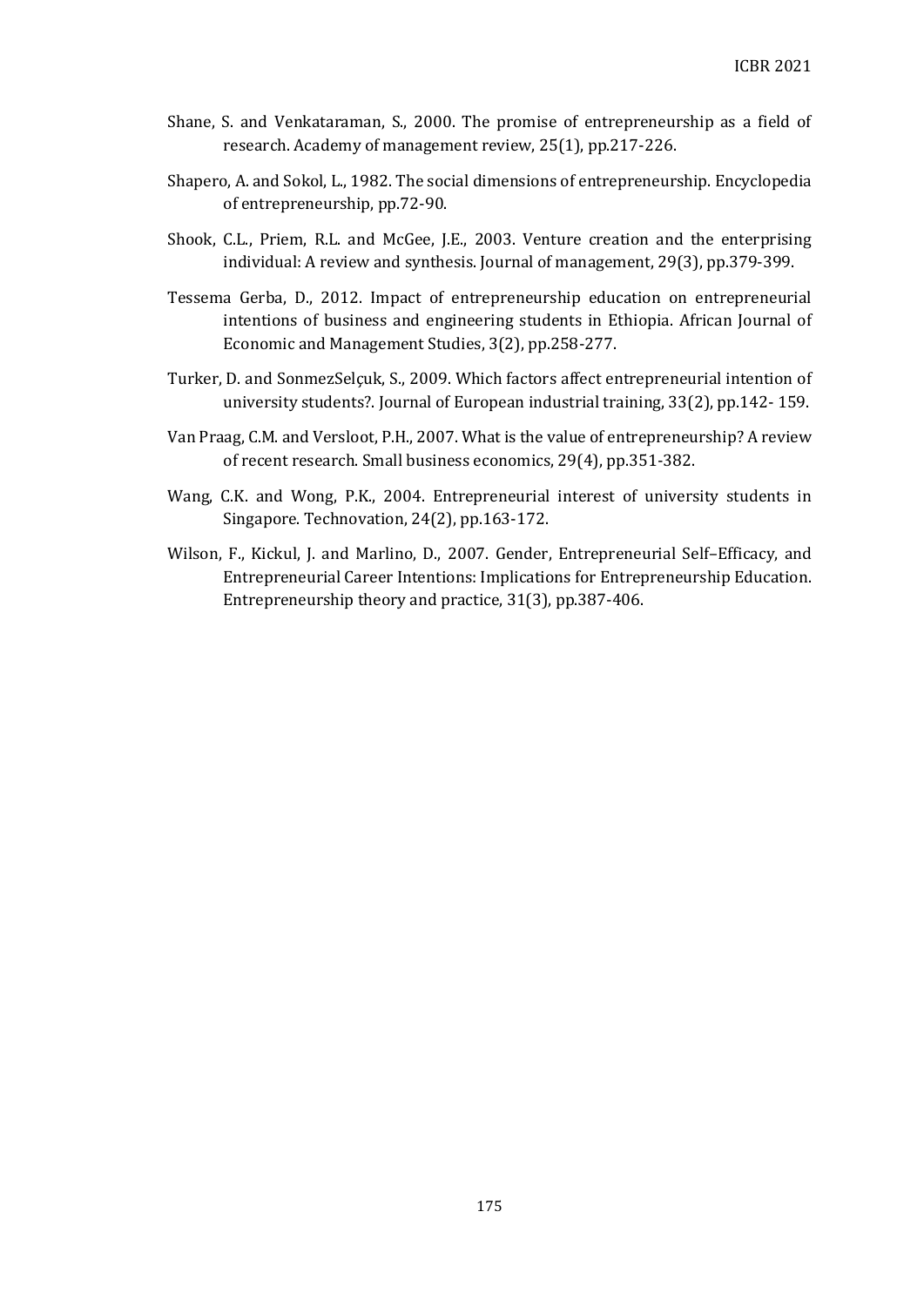Shane, S. and Venkataraman, S., 2000. The promise of entrepreneurship as a field of research. Academy of management review, 25(1), pp.217-226.

Shapero, A. and Sokol, L., 1982. The social dimensions of entrepreneurship. Encyclopedia of entrepreneurship, pp.72-90.

Shook, C.L., Priem, R.L. and McGee, J.E., 2003. Venture creation and the enterprising individual: A review and synthesis. Journal of management, 29(3), pp.379-399.

Tessema Gerba, D., 2012. Impact of entrepreneurship education on entrepreneurial intentions of business and engineering students in Ethiopia. African Journal of Economic and Management Studies, 3(2), pp.258-277.

Turker, D. and SonmezSelçuk, S., 2009. Which factors affect entrepreneurial intention of university students?. Journal of European industrial training, 33(2), pp.142- 159.

Van Praag, C.M. and Versloot, P.H., 2007. What is the value of entrepreneurship? A review of recent research. Small business economics, 29(4), pp.351-382.

Wang, C.K. and Wong, P.K., 2004. Entrepreneurial interest of university students in Singapore. Technovation, 24(2), pp.163-172.

Wilson, F., Kickul, J. and Marlino, D., 2007. Gender, Entrepreneurial Self–Efficacy, and Entrepreneurial Career Intentions: Implications for Entrepreneurship Education. Entrepreneurship theory and practice, 31(3), pp.387-406.